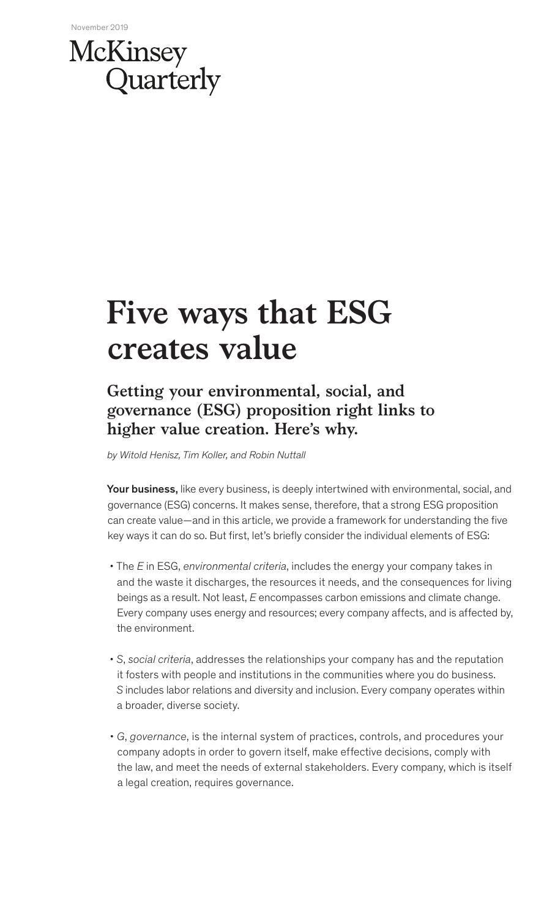November 2019

McKinsey Quarterly

# Five ways that ESG creates value

## Getting your environmental, social, and governance (ESG) proposition right links to higher value creation. Here's why.

*by Witold Henisz, Tim Koller, and Robin Nuttall*

**Your business,** like every business, is deeply intertwined with environmental, social, and governance (ESG) concerns. It makes sense, therefore, that a strong ESG proposition can create value—and in this article, we provide a framework for understanding the five key ways it can do so. But first, let's briefly consider the individual elements of ESG:

- The *E* in ESG, *environmental criteria*, includes the energy your company takes in and the waste it discharges, the resources it needs, and the consequences for living beings as a result. Not least, *E* encompasses carbon emissions and climate change. Every company uses energy and resources; every company affects, and is affected by, the environment.

- *S*, *social criteria*, addresses the relationships your company has and the reputation it fosters with people and institutions in the communities where you do business. *S* includes labor relations and diversity and inclusion. Every company operates within a broader, diverse society.

- *G*, *governance*, is the internal system of practices, controls, and procedures your company adopts in order to govern itself, make effective decisions, comply with the law, and meet the needs of external stakeholders. Every company, which is itself a legal creation, requires governance.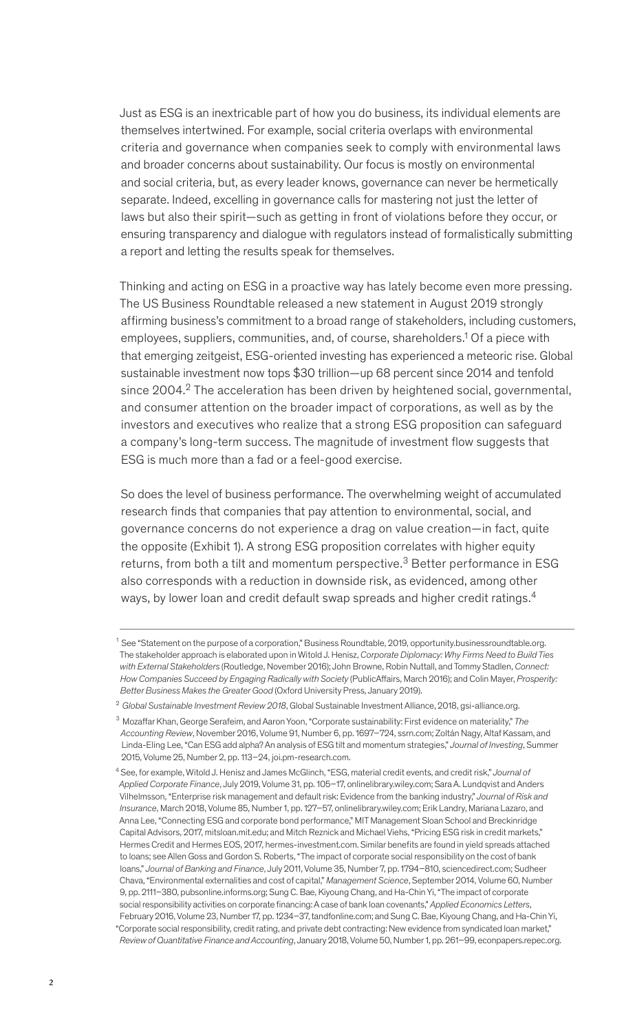Just as ESG is an inextricable part of how you do business, its individual elements are themselves intertwined. For example, social criteria overlaps with environmental criteria and governance when companies seek to comply with environmental laws and broader concerns about sustainability. Our focus is mostly on environmental and social criteria, but, as every leader knows, governance can never be hermetically separate. Indeed, excelling in governance calls for mastering not just the letter of laws but also their spirit—such as getting in front of violations before they occur, or ensuring transparency and dialogue with regulators instead of formalistically submitting a report and letting the results speak for themselves.

Thinking and acting on ESG in a proactive way has lately become even more pressing. The US Business Roundtable released a new statement in August 2019 strongly affirming business's commitment to a broad range of stakeholders, including customers, employees, suppliers, communities, and, of course, shareholders.[1] Of a piece with that emerging zeitgeist, ESG-oriented investing has experienced a meteoric rise. Global sustainable investment now tops $30 trillion—up 68 percent since 2014 and tenfold since 2004.[2] The acceleration has been driven by heightened social, governmental, and consumer attention on the broader impact of corporations, as well as by the investors and executives who realize that a strong ESG proposition can safeguard a company's long-term success. The magnitude of investment flow suggests that ESG is much more than a fad or a feel-good exercise.

So does the level of business performance. The overwhelming weight of accumulated research finds that companies that pay attention to environmental, social, and governance concerns do not experience a drag on value creation—in fact, quite the opposite (Exhibit 1). A strong ESG proposition correlates with higher equity returns, from both a tilt and momentum perspective.[3] Better performance in ESG also corresponds with a reduction in downside risk, as evidenced, among other ways, by lower loan and credit default swap spreads and higher credit ratings.[4]

---

[1] See "Statement on the purpose of a corporation," Business Roundtable, 2019, opportunity.businessroundtable.org. The stakeholder approach is elaborated upon in Witold J. Henisz, *Corporate Diplomacy: Why Firms Need to Build Ties with External Stakeholders* (Routledge, November 2016); John Browne, Robin Nuttall, and Tommy Stadlen, *Connect: How Companies Succeed by Engaging Radically with Society* (PublicAffairs, March 2016); and Colin Mayer, *Prosperity: Better Business Makes the Greater Good* (Oxford University Press, January 2019).

[2] *Global Sustainable Investment Review 2018*, Global Sustainable Investment Alliance, 2018, gsi-alliance.org.

[3] Mozaffar Khan, George Serafeim, and Aaron Yoon, "Corporate sustainability: First evidence on materiality," *The Accounting Review*, November 2016, Volume 91, Number 6, pp. 1697–724, ssrn.com; Zoltán Nagy, Altaf Kassam, and Linda-Eling Lee, "Can ESG add alpha? An analysis of ESG tilt and momentum strategies," *Journal of Investing*, Summer 2015, Volume 25, Number 2, pp. 113–24, joi.pm-research.com.

[4] See, for example, Witold J. Henisz and James McGlinch, "ESG, material credit events, and credit risk," *Journal of Applied Corporate Finance*, July 2019, Volume 31, pp. 105–17, onlinelibrary.wiley.com; Sara A. Lundqvist and Anders Vilhelmsson, "Enterprise risk management and default risk: Evidence from the banking industry," *Journal of Risk and Insurance*, March 2018, Volume 85, Number 1, pp. 127–57, onlinelibrary.wiley.com; Erik Landry, Mariana Lazaro, and Anna Lee, "Connecting ESG and corporate bond performance," MIT Management Sloan School and Breckinridge Capital Advisors, 2017, mitsloan.mit.edu; and Mitch Reznick and Michael Viehs, "Pricing ESG risk in credit markets," Hermes Credit and Hermes EOS, 2017, hermes-investment.com. Similar benefits are found in yield spreads attached to loans; see Allen Goss and Gordon S. Roberts, "The impact of corporate social responsibility on the cost of bank loans," *Journal of Banking and Finance*, July 2011, Volume 35, Number 7, pp. 1794–810, sciencedirect.com; Sudheer Chava, "Environmental externalities and cost of capital," *Management Science*, September 2014, Volume 60, Number 9, pp. 2111–380, pubsonline.informs.org; Sung C. Bae, Kiyoung Chang, and Ha-Chin Yi, "The impact of corporate social responsibility activities on corporate financing: A case of bank loan covenants," *Applied Economics Letters*, February 2016, Volume 23, Number 17, pp. 1234–37, tandfonline.com; and Sung C. Bae, Kiyoung Chang, and Ha-Chin Yi, "Corporate social responsibility, credit rating, and private debt contracting: New evidence from syndicated loan market," *Review of Quantitative Finance and Accounting*, January 2018, Volume 50, Number 1, pp. 261–99, econpapers.repec.org.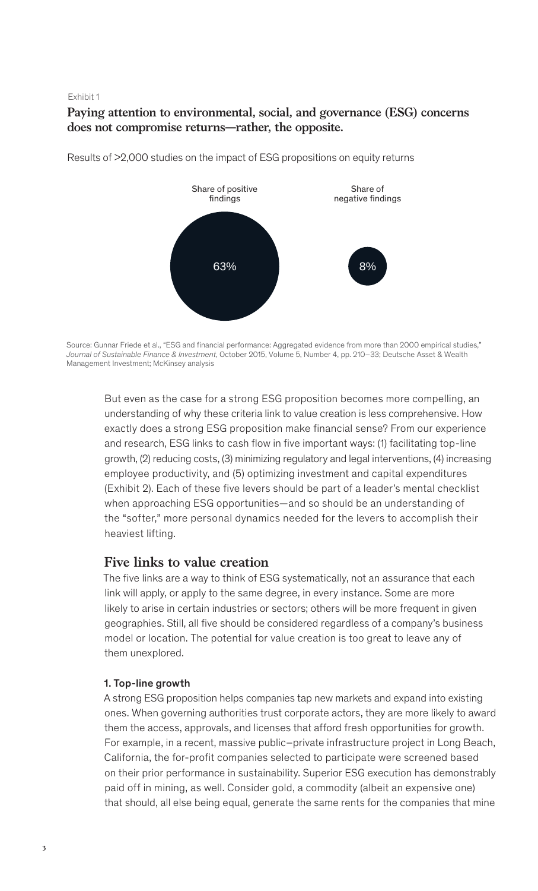Exhibit 1

**Paying attention to environmental, social, and governance (ESG) concerns does not compromise returns—rather, the opposite.**

Results of >2,000 studies on the impact of ESG propositions on equity returns

| Share of positive findings | Share of negative findings |
|---|---|
| 63% | 8% |

Source: Gunnar Friede et al., "ESG and financial performance: Aggregated evidence from more than 2000 empirical studies," *Journal of Sustainable Finance & Investment*, October 2015, Volume 5, Number 4, pp. 210–33; Deutsche Asset & Wealth Management Investment; McKinsey analysis

But even as the case for a strong ESG proposition becomes more compelling, an understanding of why these criteria link to value creation is less comprehensive. How exactly does a strong ESG proposition make financial sense? From our experience and research, ESG links to cash flow in five important ways: (1) facilitating top-line growth, (2) reducing costs, (3) minimizing regulatory and legal interventions, (4) increasing employee productivity, and (5) optimizing investment and capital expenditures (Exhibit 2). Each of these five levers should be part of a leader's mental checklist when approaching ESG opportunities—and so should be an understanding of the "softer," more personal dynamics needed for the levers to accomplish their heaviest lifting.

## Five links to value creation

The five links are a way to think of ESG systematically, not an assurance that each link will apply, or apply to the same degree, in every instance. Some are more likely to arise in certain industries or sectors; others will be more frequent in given geographies. Still, all five should be considered regardless of a company's business model or location. The potential for value creation is too great to leave any of them unexplored.

### 1. Top-line growth

A strong ESG proposition helps companies tap new markets and expand into existing ones. When governing authorities trust corporate actors, they are more likely to award them the access, approvals, and licenses that afford fresh opportunities for growth. For example, in a recent, massive public–private infrastructure project in Long Beach, California, the for-profit companies selected to participate were screened based on their prior performance in sustainability. Superior ESG execution has demonstrably paid off in mining, as well. Consider gold, a commodity (albeit an expensive one) that should, all else being equal, generate the same rents for the companies that mine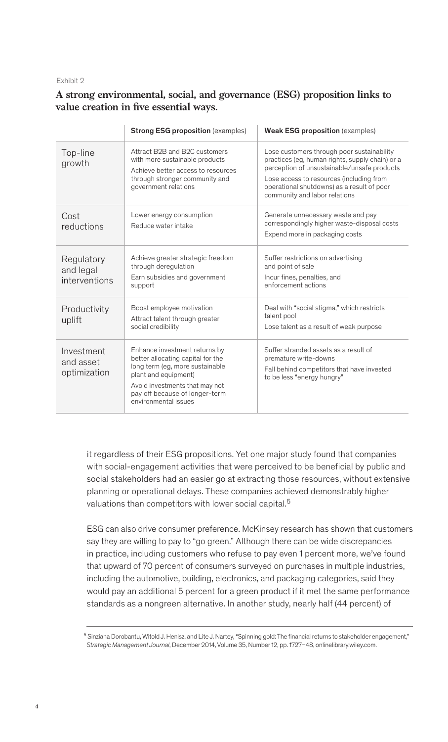Exhibit 2

**A strong environmental, social, and governance (ESG) proposition links to value creation in five essential ways.**

| | **Strong ESG proposition** (examples) | **Weak ESG proposition** (examples) |
|---|---|---|
| Top-line growth | Attract B2B and B2C customers with more sustainable products<br>Achieve better access to resources through stronger community and government relations | Lose customers through poor sustainability practices (eg, human rights, supply chain) or a perception of unsustainable/unsafe products<br>Lose access to resources (including from operational shutdowns) as a result of poor community and labor relations |
| Cost reductions | Lower energy consumption<br>Reduce water intake | Generate unnecessary waste and pay correspondingly higher waste-disposal costs<br>Expend more in packaging costs |
| Regulatory and legal interventions | Achieve greater strategic freedom through deregulation<br>Earn subsidies and government support | Suffer restrictions on advertising and point of sale<br>Incur fines, penalties, and enforcement actions |
| Productivity uplift | Boost employee motivation<br>Attract talent through greater social credibility | Deal with "social stigma," which restricts talent pool<br>Lose talent as a result of weak purpose |
| Investment and asset optimization | Enhance investment returns by better allocating capital for the long term (eg, more sustainable plant and equipment)<br>Avoid investments that may not pay off because of longer-term environmental issues | Suffer stranded assets as a result of premature write-downs<br>Fall behind competitors that have invested to be less "energy hungry" |

it regardless of their ESG propositions. Yet one major study found that companies with social-engagement activities that were perceived to be beneficial by public and social stakeholders had an easier go at extracting those resources, without extensive planning or operational delays. These companies achieved demonstrably higher valuations than competitors with lower social capital.[5]

ESG can also drive consumer preference. McKinsey research has shown that customers say they are willing to pay to "go green." Although there can be wide discrepancies in practice, including customers who refuse to pay even 1 percent more, we've found that upward of 70 percent of consumers surveyed on purchases in multiple industries, including the automotive, building, electronics, and packaging categories, said they would pay an additional 5 percent for a green product if it met the same performance standards as a nongreen alternative. In another study, nearly half (44 percent) of

[5] Sinziana Dorobantu, Witold J. Henisz, and Lite J. Nartey, "Spinning gold: The financial returns to stakeholder engagement," *Strategic Management Journal*, December 2014, Volume 35, Number 12, pp. 1727–48, onlinelibrary.wiley.com.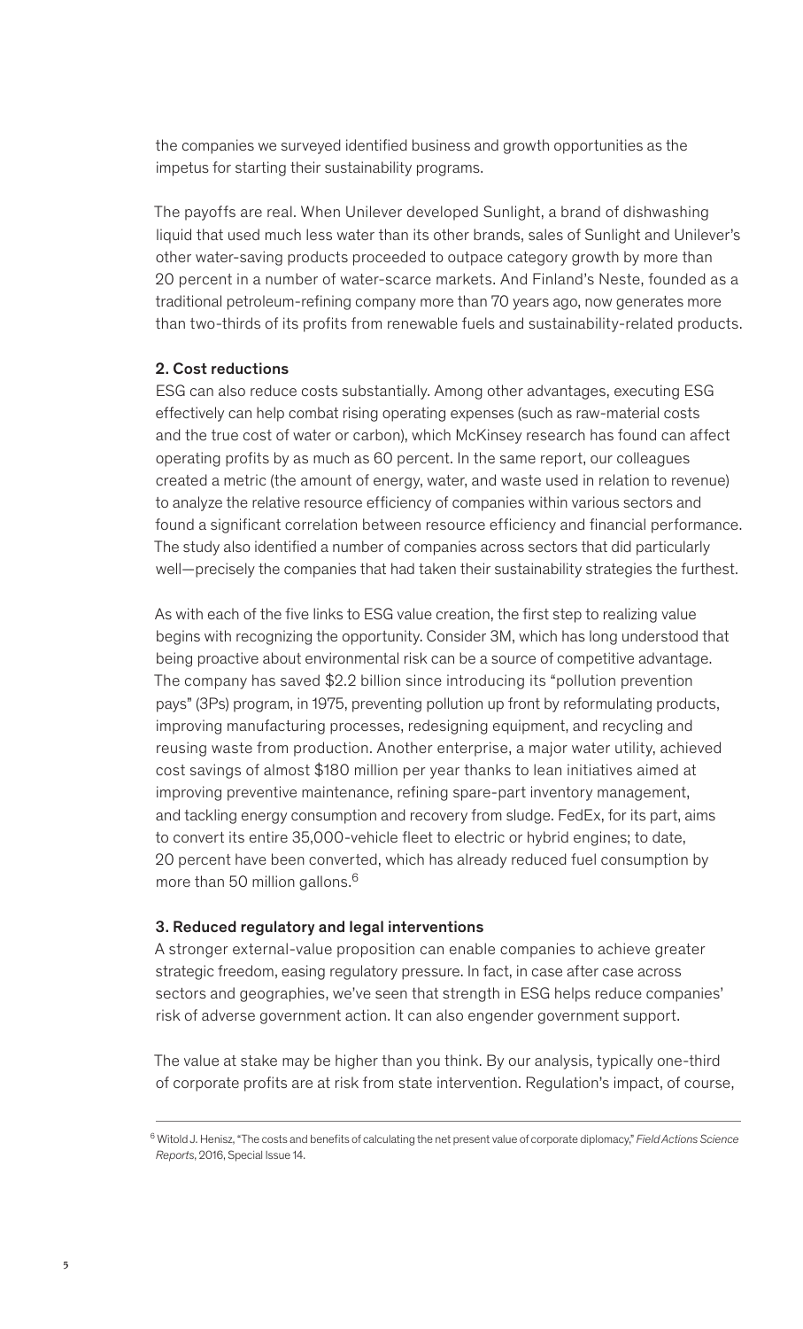the companies we surveyed identified business and growth opportunities as the impetus for starting their sustainability programs.

The payoffs are real. When Unilever developed Sunlight, a brand of dishwashing liquid that used much less water than its other brands, sales of Sunlight and Unilever's other water-saving products proceeded to outpace category growth by more than 20 percent in a number of water-scarce markets. And Finland's Neste, founded as a traditional petroleum-refining company more than 70 years ago, now generates more than two-thirds of its profits from renewable fuels and sustainability-related products.

### 2. Cost reductions

ESG can also reduce costs substantially. Among other advantages, executing ESG effectively can help combat rising operating expenses (such as raw-material costs and the true cost of water or carbon), which McKinsey research has found can affect operating profits by as much as 60 percent. In the same report, our colleagues created a metric (the amount of energy, water, and waste used in relation to revenue) to analyze the relative resource efficiency of companies within various sectors and found a significant correlation between resource efficiency and financial performance. The study also identified a number of companies across sectors that did particularly well—precisely the companies that had taken their sustainability strategies the furthest.

As with each of the five links to ESG value creation, the first step to realizing value begins with recognizing the opportunity. Consider 3M, which has long understood that being proactive about environmental risk can be a source of competitive advantage. The company has saved $2.2 billion since introducing its "pollution prevention pays" (3Ps) program, in 1975, preventing pollution up front by reformulating products, improving manufacturing processes, redesigning equipment, and recycling and reusing waste from production. Another enterprise, a major water utility, achieved cost savings of almost $180 million per year thanks to lean initiatives aimed at improving preventive maintenance, refining spare-part inventory management, and tackling energy consumption and recovery from sludge. FedEx, for its part, aims to convert its entire 35,000-vehicle fleet to electric or hybrid engines; to date, 20 percent have been converted, which has already reduced fuel consumption by more than 50 million gallons.[6]

### 3. Reduced regulatory and legal interventions

A stronger external-value proposition can enable companies to achieve greater strategic freedom, easing regulatory pressure. In fact, in case after case across sectors and geographies, we've seen that strength in ESG helps reduce companies' risk of adverse government action. It can also engender government support.

The value at stake may be higher than you think. By our analysis, typically one-third of corporate profits are at risk from state intervention. Regulation's impact, of course,

---

[6] Witold J. Henisz, "The costs and benefits of calculating the net present value of corporate diplomacy," *Field Actions Science Reports*, 2016, Special Issue 14.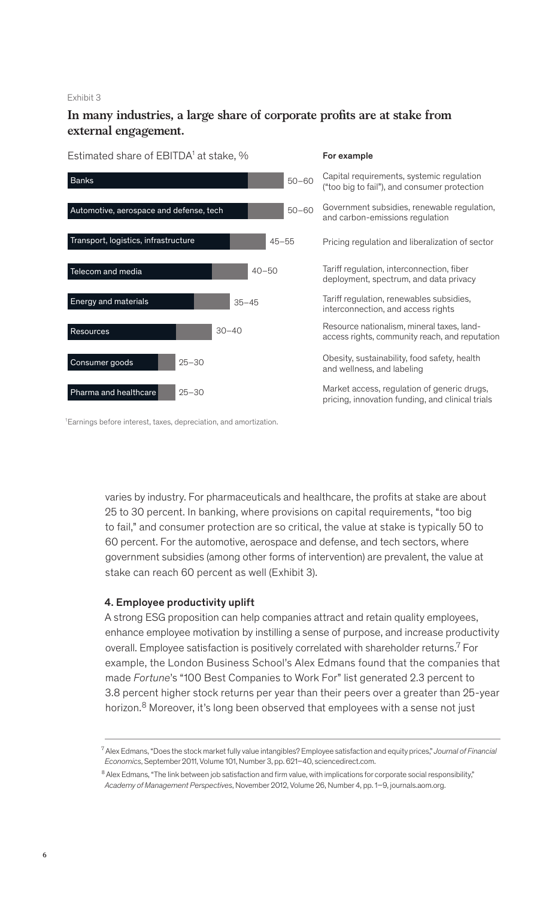Exhibit 3

**In many industries, a large share of corporate profits are at stake from external engagement.**

| Estimated share of EBITDA[1] at stake, % | | For example |
|---|---|---|
| Banks | 50–60 | Capital requirements, systemic regulation ("too big to fail"), and consumer protection |
| Automotive, aerospace and defense, tech | 50–60 | Government subsidies, renewable regulation, and carbon-emissions regulation |
| Transport, logistics, infrastructure | 45–55 | Pricing regulation and liberalization of sector |
| Telecom and media | 40–50 | Tariff regulation, interconnection, fiber deployment, spectrum, and data privacy |
| Energy and materials | 35–45 | Tariff regulation, renewables subsidies, interconnection, and access rights |
| Resources | 30–40 | Resource nationalism, mineral taxes, land-access rights, community reach, and reputation |
| Consumer goods | 25–30 | Obesity, sustainability, food safety, health and wellness, and labeling |
| Pharma and healthcare | 25–30 | Market access, regulation of generic drugs, pricing, innovation funding, and clinical trials |

[1]Earnings before interest, taxes, depreciation, and amortization.

varies by industry. For pharmaceuticals and healthcare, the profits at stake are about 25 to 30 percent. In banking, where provisions on capital requirements, "too big to fail," and consumer protection are so critical, the value at stake is typically 50 to 60 percent. For the automotive, aerospace and defense, and tech sectors, where government subsidies (among other forms of intervention) are prevalent, the value at stake can reach 60 percent as well (Exhibit 3).

#### 4. Employee productivity uplift

A strong ESG proposition can help companies attract and retain quality employees, enhance employee motivation by instilling a sense of purpose, and increase productivity overall. Employee satisfaction is positively correlated with shareholder returns.[7] For example, the London Business School's Alex Edmans found that the companies that made *Fortune*'s "100 Best Companies to Work For" list generated 2.3 percent to 3.8 percent higher stock returns per year than their peers over a greater than 25-year horizon.[8] Moreover, it's long been observed that employees with a sense not just

[7] Alex Edmans, "Does the stock market fully value intangibles? Employee satisfaction and equity prices," *Journal of Financial Economics*, September 2011, Volume 101, Number 3, pp. 621–40, sciencedirect.com.

[8] Alex Edmans, "The link between job satisfaction and firm value, with implications for corporate social responsibility," *Academy of Management Perspectives*, November 2012, Volume 26, Number 4, pp. 1–9, journals.aom.org.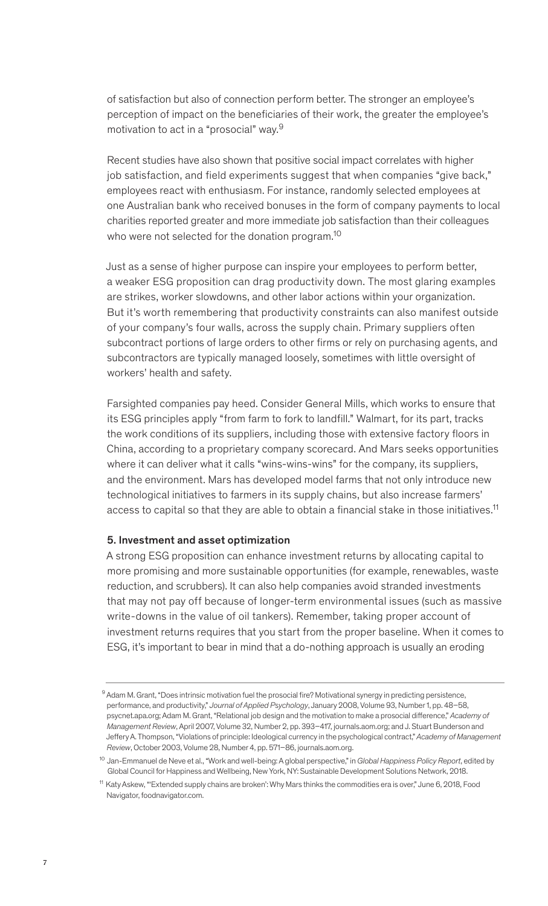of satisfaction but also of connection perform better. The stronger an employee's perception of impact on the beneficiaries of their work, the greater the employee's motivation to act in a "prosocial" way.[9]

Recent studies have also shown that positive social impact correlates with higher job satisfaction, and field experiments suggest that when companies "give back," employees react with enthusiasm. For instance, randomly selected employees at one Australian bank who received bonuses in the form of company payments to local charities reported greater and more immediate job satisfaction than their colleagues who were not selected for the donation program.[10]

Just as a sense of higher purpose can inspire your employees to perform better, a weaker ESG proposition can drag productivity down. The most glaring examples are strikes, worker slowdowns, and other labor actions within your organization. But it's worth remembering that productivity constraints can also manifest outside of your company's four walls, across the supply chain. Primary suppliers often subcontract portions of large orders to other firms or rely on purchasing agents, and subcontractors are typically managed loosely, sometimes with little oversight of workers' health and safety.

Farsighted companies pay heed. Consider General Mills, which works to ensure that its ESG principles apply "from farm to fork to landfill." Walmart, for its part, tracks the work conditions of its suppliers, including those with extensive factory floors in China, according to a proprietary company scorecard. And Mars seeks opportunities where it can deliver what it calls "wins-wins-wins" for the company, its suppliers, and the environment. Mars has developed model farms that not only introduce new technological initiatives to farmers in its supply chains, but also increase farmers' access to capital so that they are able to obtain a financial stake in those initiatives.[11]

**5. Investment and asset optimization**

A strong ESG proposition can enhance investment returns by allocating capital to more promising and more sustainable opportunities (for example, renewables, waste reduction, and scrubbers). It can also help companies avoid stranded investments that may not pay off because of longer-term environmental issues (such as massive write-downs in the value of oil tankers). Remember, taking proper account of investment returns requires that you start from the proper baseline. When it comes to ESG, it's important to bear in mind that a do-nothing approach is usually an eroding

---

[9] Adam M. Grant, "Does intrinsic motivation fuel the prosocial fire? Motivational synergy in predicting persistence, performance, and productivity," *Journal of Applied Psychology*, January 2008, Volume 93, Number 1, pp. 48–58, psycnet.apa.org; Adam M. Grant, "Relational job design and the motivation to make a prosocial difference," *Academy of Management Review*, April 2007, Volume 32, Number 2, pp. 393–417, journals.aom.org; and J. Stuart Bunderson and Jeffery A. Thompson, "Violations of principle: Ideological currency in the psychological contract," *Academy of Management Review*, October 2003, Volume 28, Number 4, pp. 571–86, journals.aom.org.

[10] Jan-Emmanuel de Neve et al., "Work and well-being: A global perspective," in *Global Happiness Policy Report*, edited by Global Council for Happiness and Wellbeing, New York, NY: Sustainable Development Solutions Network, 2018.

[11] Katy Askew, "'Extended supply chains are broken': Why Mars thinks the commodities era is over," June 6, 2018, Food Navigator, foodnavigator.com.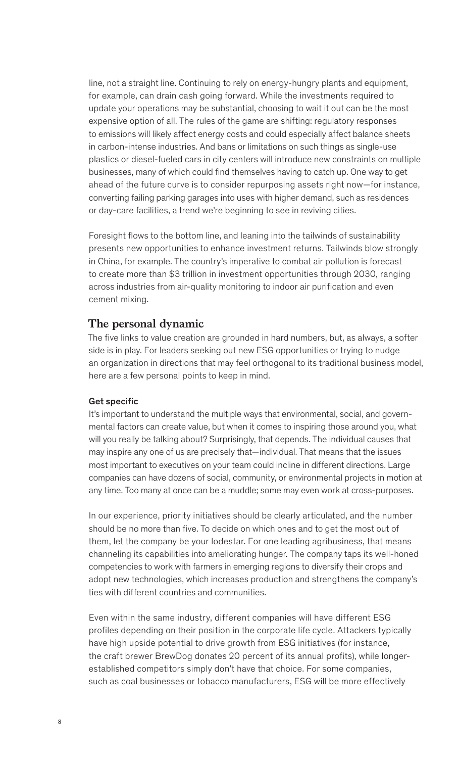line, not a straight line. Continuing to rely on energy-hungry plants and equipment, for example, can drain cash going forward. While the investments required to update your operations may be substantial, choosing to wait it out can be the most expensive option of all. The rules of the game are shifting: regulatory responses to emissions will likely affect energy costs and could especially affect balance sheets in carbon-intense industries. And bans or limitations on such things as single-use plastics or diesel-fueled cars in city centers will introduce new constraints on multiple businesses, many of which could find themselves having to catch up. One way to get ahead of the future curve is to consider repurposing assets right now—for instance, converting failing parking garages into uses with higher demand, such as residences or day-care facilities, a trend we're beginning to see in reviving cities.

Foresight flows to the bottom line, and leaning into the tailwinds of sustainability presents new opportunities to enhance investment returns. Tailwinds blow strongly in China, for example. The country's imperative to combat air pollution is forecast to create more than $3 trillion in investment opportunities through 2030, ranging across industries from air-quality monitoring to indoor air purification and even cement mixing.

## The personal dynamic

The five links to value creation are grounded in hard numbers, but, as always, a softer side is in play. For leaders seeking out new ESG opportunities or trying to nudge an organization in directions that may feel orthogonal to its traditional business model, here are a few personal points to keep in mind.

### Get specific

It's important to understand the multiple ways that environmental, social, and governmental factors can create value, but when it comes to inspiring those around you, what will you really be talking about? Surprisingly, that depends. The individual causes that may inspire any one of us are precisely that—individual. That means that the issues most important to executives on your team could incline in different directions. Large companies can have dozens of social, community, or environmental projects in motion at any time. Too many at once can be a muddle; some may even work at cross-purposes.

In our experience, priority initiatives should be clearly articulated, and the number should be no more than five. To decide on which ones and to get the most out of them, let the company be your lodestar. For one leading agribusiness, that means channeling its capabilities into ameliorating hunger. The company taps its well-honed competencies to work with farmers in emerging regions to diversify their crops and adopt new technologies, which increases production and strengthens the company's ties with different countries and communities.

Even within the same industry, different companies will have different ESG profiles depending on their position in the corporate life cycle. Attackers typically have high upside potential to drive growth from ESG initiatives (for instance, the craft brewer BrewDog donates 20 percent of its annual profits), while longer-established competitors simply don't have that choice. For some companies, such as coal businesses or tobacco manufacturers, ESG will be more effectively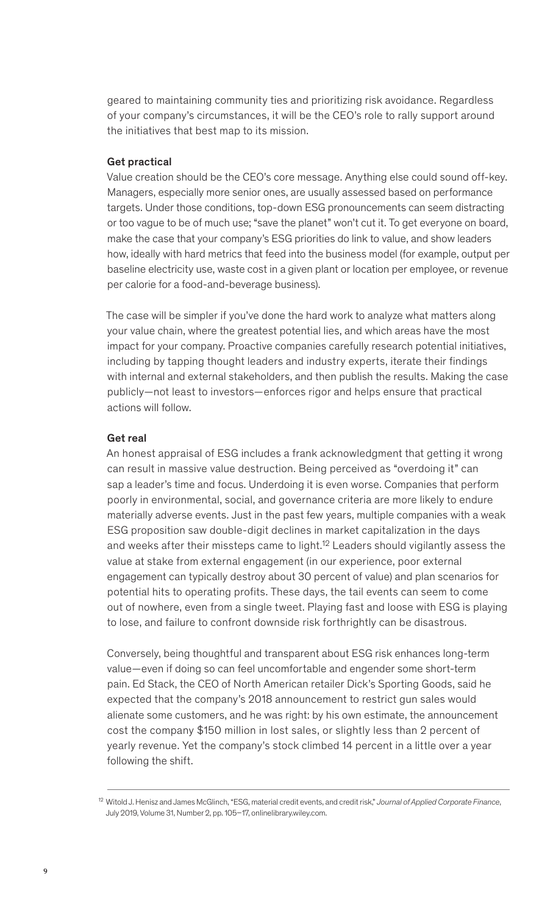geared to maintaining community ties and prioritizing risk avoidance. Regardless of your company's circumstances, it will be the CEO's role to rally support around the initiatives that best map to its mission.

### Get practical

Value creation should be the CEO's core message. Anything else could sound off-key. Managers, especially more senior ones, are usually assessed based on performance targets. Under those conditions, top-down ESG pronouncements can seem distracting or too vague to be of much use; "save the planet" won't cut it. To get everyone on board, make the case that your company's ESG priorities do link to value, and show leaders how, ideally with hard metrics that feed into the business model (for example, output per baseline electricity use, waste cost in a given plant or location per employee, or revenue per calorie for a food-and-beverage business).

The case will be simpler if you've done the hard work to analyze what matters along your value chain, where the greatest potential lies, and which areas have the most impact for your company. Proactive companies carefully research potential initiatives, including by tapping thought leaders and industry experts, iterate their findings with internal and external stakeholders, and then publish the results. Making the case publicly—not least to investors—enforces rigor and helps ensure that practical actions will follow.

### Get real

An honest appraisal of ESG includes a frank acknowledgment that getting it wrong can result in massive value destruction. Being perceived as "overdoing it" can sap a leader's time and focus. Underdoing it is even worse. Companies that perform poorly in environmental, social, and governance criteria are more likely to endure materially adverse events. Just in the past few years, multiple companies with a weak ESG proposition saw double-digit declines in market capitalization in the days and weeks after their missteps came to light.[12] Leaders should vigilantly assess the value at stake from external engagement (in our experience, poor external engagement can typically destroy about 30 percent of value) and plan scenarios for potential hits to operating profits. These days, the tail events can seem to come out of nowhere, even from a single tweet. Playing fast and loose with ESG is playing to lose, and failure to confront downside risk forthrightly can be disastrous.

Conversely, being thoughtful and transparent about ESG risk enhances long-term value—even if doing so can feel uncomfortable and engender some short-term pain. Ed Stack, the CEO of North American retailer Dick's Sporting Goods, said he expected that the company's 2018 announcement to restrict gun sales would alienate some customers, and he was right: by his own estimate, the announcement cost the company $150 million in lost sales, or slightly less than 2 percent of yearly revenue. Yet the company's stock climbed 14 percent in a little over a year following the shift.

---

[12] Witold J. Henisz and James McGlinch, "ESG, material credit events, and credit risk," *Journal of Applied Corporate Finance*, July 2019, Volume 31, Number 2, pp. 105–17, onlinelibrary.wiley.com.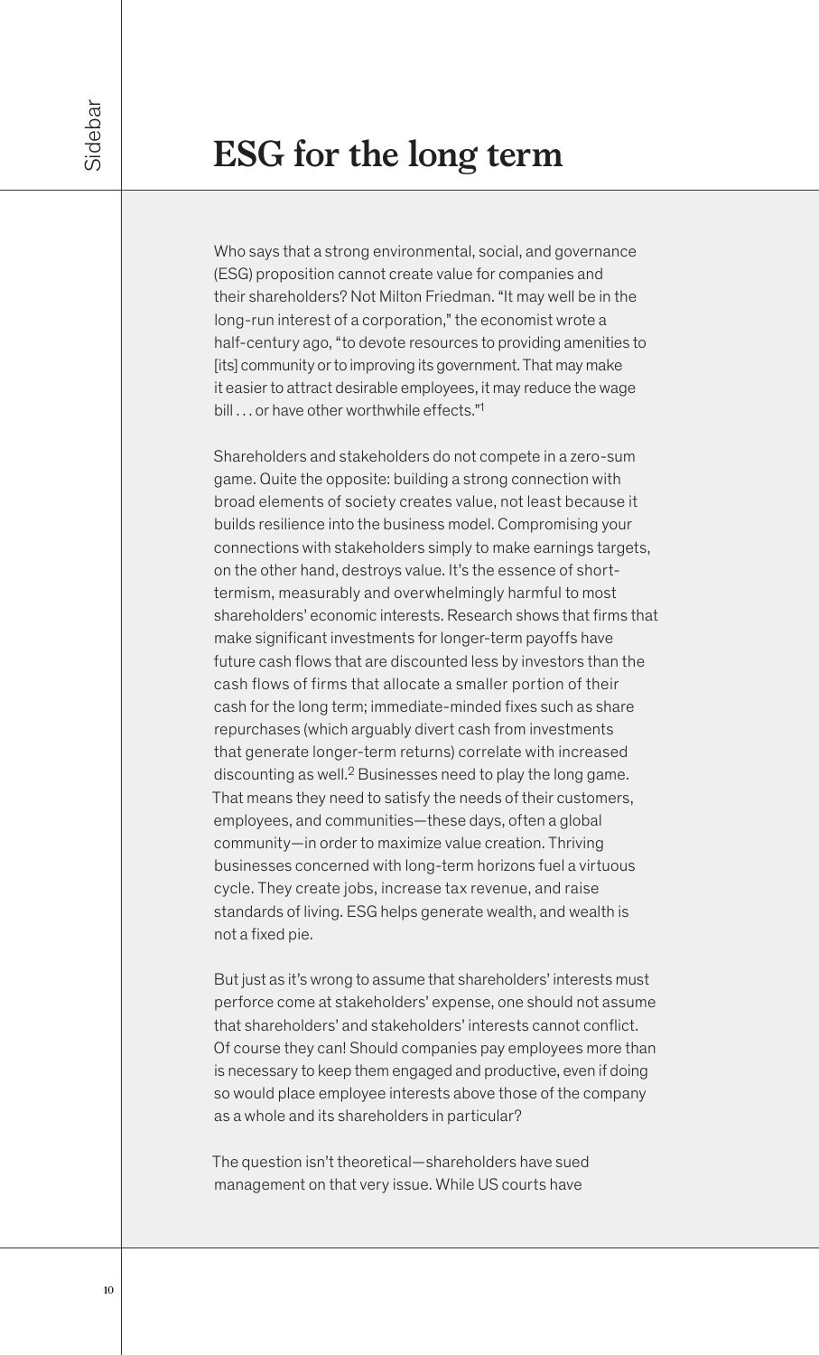# ESG for the long term

Who says that a strong environmental, social, and governance (ESG) proposition cannot create value for companies and their shareholders? Not Milton Friedman. "It may well be in the long-run interest of a corporation," the economist wrote a half-century ago, "to devote resources to providing amenities to [its] community or to improving its government. That may make it easier to attract desirable employees, it may reduce the wage bill . . . or have other worthwhile effects."[1]

Shareholders and stakeholders do not compete in a zero-sum game. Quite the opposite: building a strong connection with broad elements of society creates value, not least because it builds resilience into the business model. Compromising your connections with stakeholders simply to make earnings targets, on the other hand, destroys value. It's the essence of short-termism, measurably and overwhelmingly harmful to most shareholders' economic interests. Research shows that firms that make significant investments for longer-term payoffs have future cash flows that are discounted less by investors than the cash flows of firms that allocate a smaller portion of their cash for the long term; immediate-minded fixes such as share repurchases (which arguably divert cash from investments that generate longer-term returns) correlate with increased discounting as well.[2] Businesses need to play the long game. That means they need to satisfy the needs of their customers, employees, and communities—these days, often a global community—in order to maximize value creation. Thriving businesses concerned with long-term horizons fuel a virtuous cycle. They create jobs, increase tax revenue, and raise standards of living. ESG helps generate wealth, and wealth is not a fixed pie.

But just as it's wrong to assume that shareholders' interests must perforce come at stakeholders' expense, one should not assume that shareholders' and stakeholders' interests cannot conflict. Of course they can! Should companies pay employees more than is necessary to keep them engaged and productive, even if doing so would place employee interests above those of the company as a whole and its shareholders in particular?

The question isn't theoretical—shareholders have sued management on that very issue. While US courts have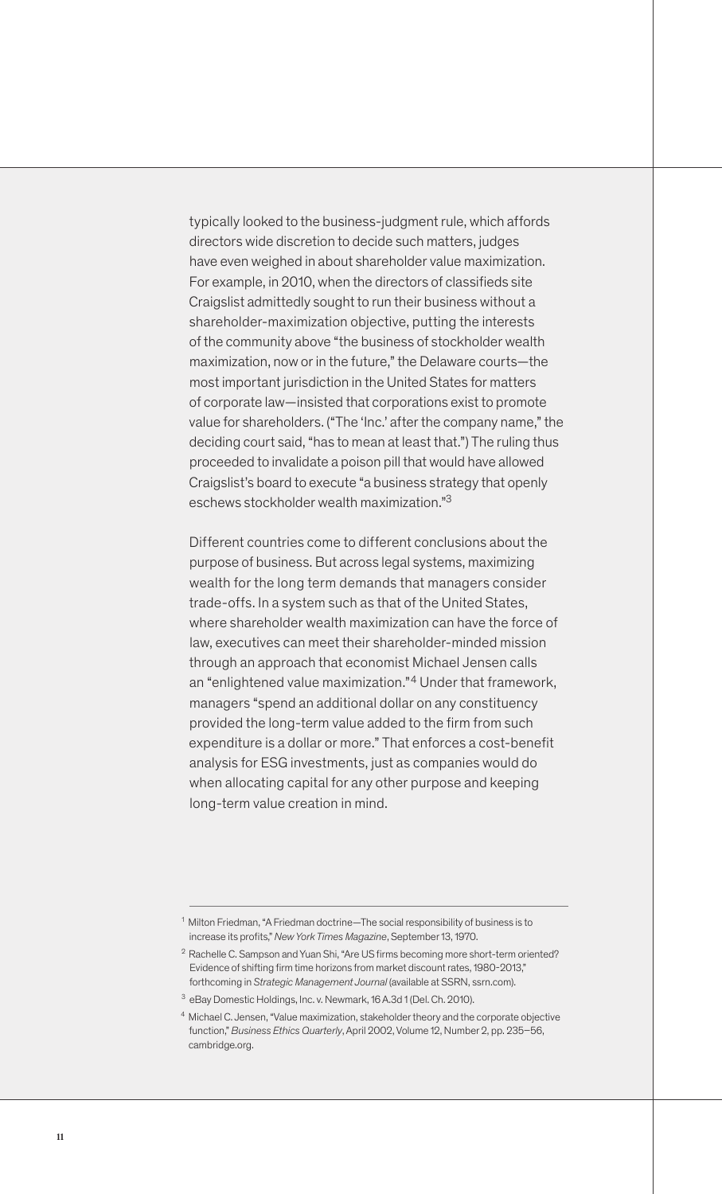typically looked to the business-judgment rule, which affords directors wide discretion to decide such matters, judges have even weighed in about shareholder value maximization. For example, in 2010, when the directors of classifieds site Craigslist admittedly sought to run their business without a shareholder-maximization objective, putting the interests of the community above "the business of stockholder wealth maximization, now or in the future," the Delaware courts—the most important jurisdiction in the United States for matters of corporate law—insisted that corporations exist to promote value for shareholders. ("The 'Inc.' after the company name," the deciding court said, "has to mean at least that.") The ruling thus proceeded to invalidate a poison pill that would have allowed Craigslist's board to execute "a business strategy that openly eschews stockholder wealth maximization."[3]

Different countries come to different conclusions about the purpose of business. But across legal systems, maximizing wealth for the long term demands that managers consider trade-offs. In a system such as that of the United States, where shareholder wealth maximization can have the force of law, executives can meet their shareholder-minded mission through an approach that economist Michael Jensen calls an "enlightened value maximization."[4] Under that framework, managers "spend an additional dollar on any constituency provided the long-term value added to the firm from such expenditure is a dollar or more." That enforces a cost-benefit analysis for ESG investments, just as companies would do when allocating capital for any other purpose and keeping long-term value creation in mind.

---

[1] Milton Friedman, "A Friedman doctrine—The social responsibility of business is to increase its profits," *New York Times Magazine*, September 13, 1970.

[2] Rachelle C. Sampson and Yuan Shi, "Are US firms becoming more short-term oriented? Evidence of shifting firm time horizons from market discount rates, 1980-2013," forthcoming in *Strategic Management Journal* (available at SSRN, ssrn.com).

[3] eBay Domestic Holdings, Inc. v. Newmark, 16 A.3d 1 (Del. Ch. 2010).

[4] Michael C. Jensen, "Value maximization, stakeholder theory and the corporate objective function," *Business Ethics Quarterly*, April 2002, Volume 12, Number 2, pp. 235–56, cambridge.org.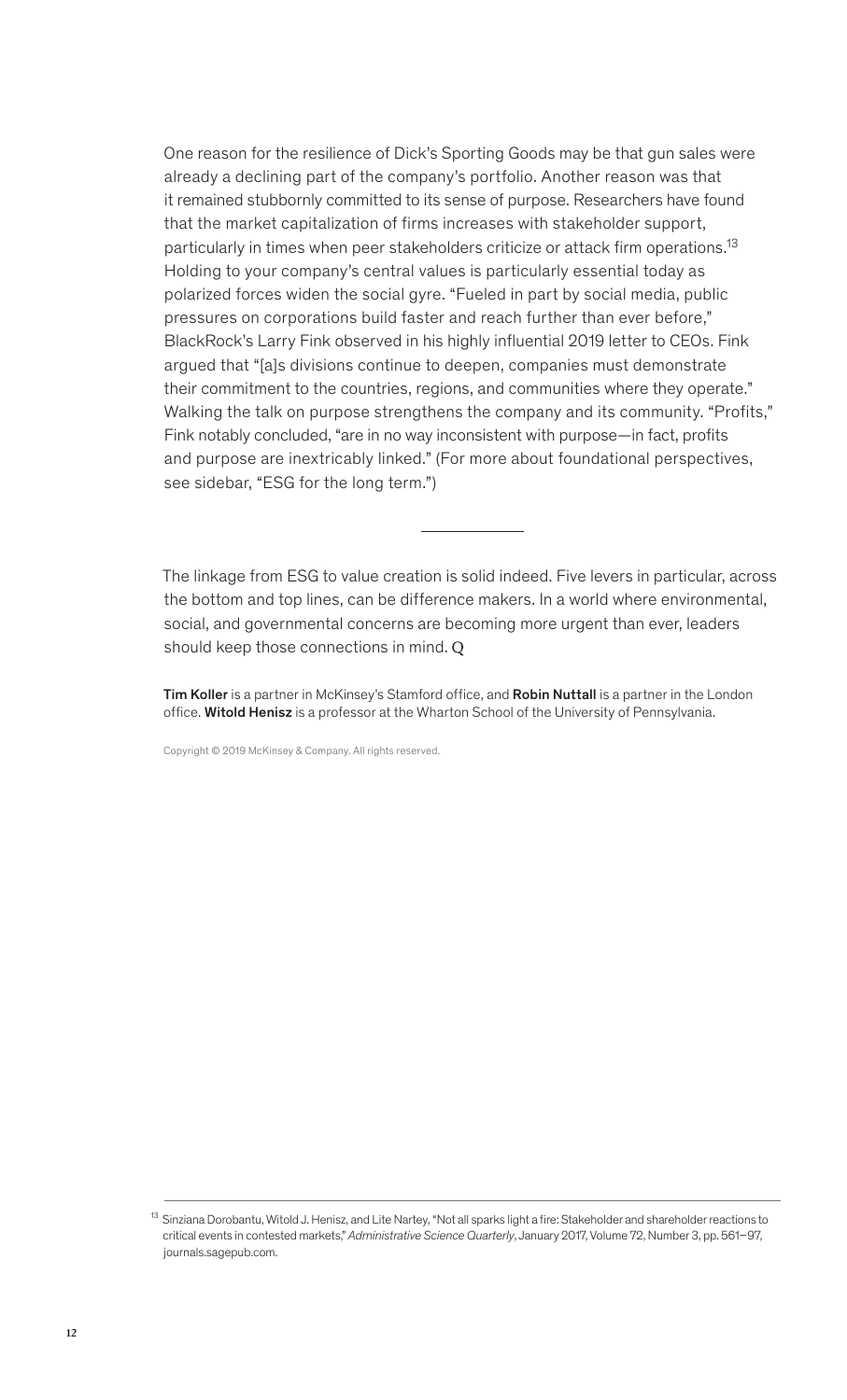One reason for the resilience of Dick's Sporting Goods may be that gun sales were already a declining part of the company's portfolio. Another reason was that it remained stubbornly committed to its sense of purpose. Researchers have found that the market capitalization of firms increases with stakeholder support, particularly in times when peer stakeholders criticize or attack firm operations.[13] Holding to your company's central values is particularly essential today as polarized forces widen the social gyre. "Fueled in part by social media, public pressures on corporations build faster and reach further than ever before," BlackRock's Larry Fink observed in his highly influential 2019 letter to CEOs. Fink argued that "[a]s divisions continue to deepen, companies must demonstrate their commitment to the countries, regions, and communities where they operate." Walking the talk on purpose strengthens the company and its community. "Profits," Fink notably concluded, "are in no way inconsistent with purpose—in fact, profits and purpose are inextricably linked." (For more about foundational perspectives, see sidebar, "ESG for the long term.")

---

The linkage from ESG to value creation is solid indeed. Five levers in particular, across the bottom and top lines, can be difference makers. In a world where environmental, social, and governmental concerns are becoming more urgent than ever, leaders should keep those connections in mind. Q

**Tim Koller** is a partner in McKinsey's Stamford office, and **Robin Nuttall** is a partner in the London office. **Witold Henisz** is a professor at the Wharton School of the University of Pennsylvania.

Copyright © 2019 McKinsey & Company. All rights reserved.

---

[13] Sinziana Dorobantu, Witold J. Henisz, and Lite Nartey, "Not all sparks light a fire: Stakeholder and shareholder reactions to critical events in contested markets," *Administrative Science Quarterly*, January 2017, Volume 72, Number 3, pp. 561–97, journals.sagepub.com.